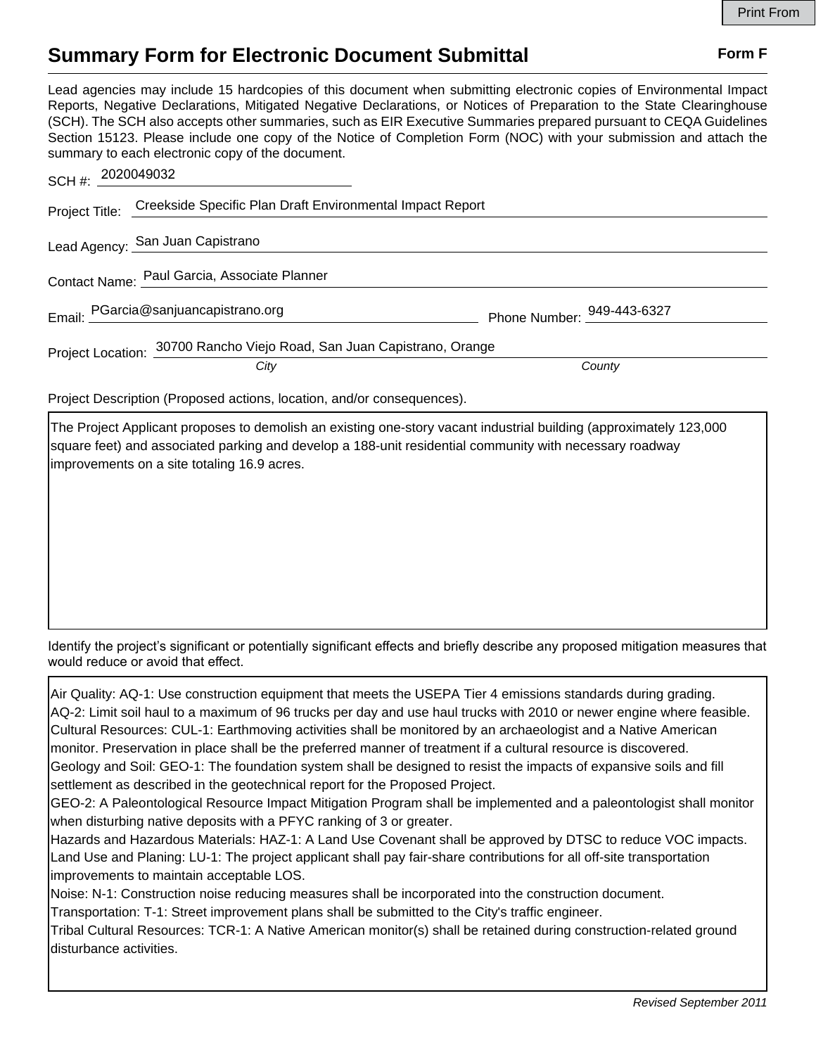# Summary Form for Electronic Document Submittal

**Form F**

Lead agencies may include 15 hardcopies of this document when submitting electronic copies of Environmental Impact Reports, Negative Declarations, Mitigated Negative Declarations, or Notices of Preparation to the State Clearinghouse (SCH). The SCH also accepts other summaries, such as EIR Executive Summaries prepared pursuant to CEQA Guidelines Section 15123. Please include one copy of the Notice of Completion Form (NOC) with your submission and attach the summary to each electronic copy of the document.

SCH #: 2020049032

Project Title: Creekside Specific Plan Draft Environmental Impact Report

Lead Agency: San Juan Capistrano

Contact Name: Paul Garcia, Associate Planner

Email: PGarcia@sanjuancapistrano.org Phone Number: 949-443-6327

Project Location: 30700 Rancho Viejo Road, San Juan Capistrano, Orange
*City* *County*

Project Description (Proposed actions, location, and/or consequences).

The Project Applicant proposes to demolish an existing one-story vacant industrial building (approximately 123,000 square feet) and associated parking and develop a 188-unit residential community with necessary roadway improvements on a site totaling 16.9 acres.

Identify the project's significant or potentially significant effects and briefly describe any proposed mitigation measures that would reduce or avoid that effect.

Air Quality: AQ-1: Use construction equipment that meets the USEPA Tier 4 emissions standards during grading.
AQ-2: Limit soil haul to a maximum of 96 trucks per day and use haul trucks with 2010 or newer engine where feasible.
Cultural Resources: CUL-1: Earthmoving activities shall be monitored by an archaeologist and a Native American monitor. Preservation in place shall be the preferred manner of treatment if a cultural resource is discovered.
Geology and Soil: GEO-1: The foundation system shall be designed to resist the impacts of expansive soils and fill settlement as described in the geotechnical report for the Proposed Project.
GEO-2: A Paleontological Resource Impact Mitigation Program shall be implemented and a paleontologist shall monitor when disturbing native deposits with a PFYC ranking of 3 or greater.
Hazards and Hazardous Materials: HAZ-1: A Land Use Covenant shall be approved by DTSC to reduce VOC impacts.
Land Use and Planing: LU-1: The project applicant shall pay fair-share contributions for all off-site transportation improvements to maintain acceptable LOS.
Noise: N-1: Construction noise reducing measures shall be incorporated into the construction document.
Transportation: T-1: Street improvement plans shall be submitted to the City's traffic engineer.
Tribal Cultural Resources: TCR-1: A Native American monitor(s) shall be retained during construction-related ground disturbance activities.

*Revised September 2011*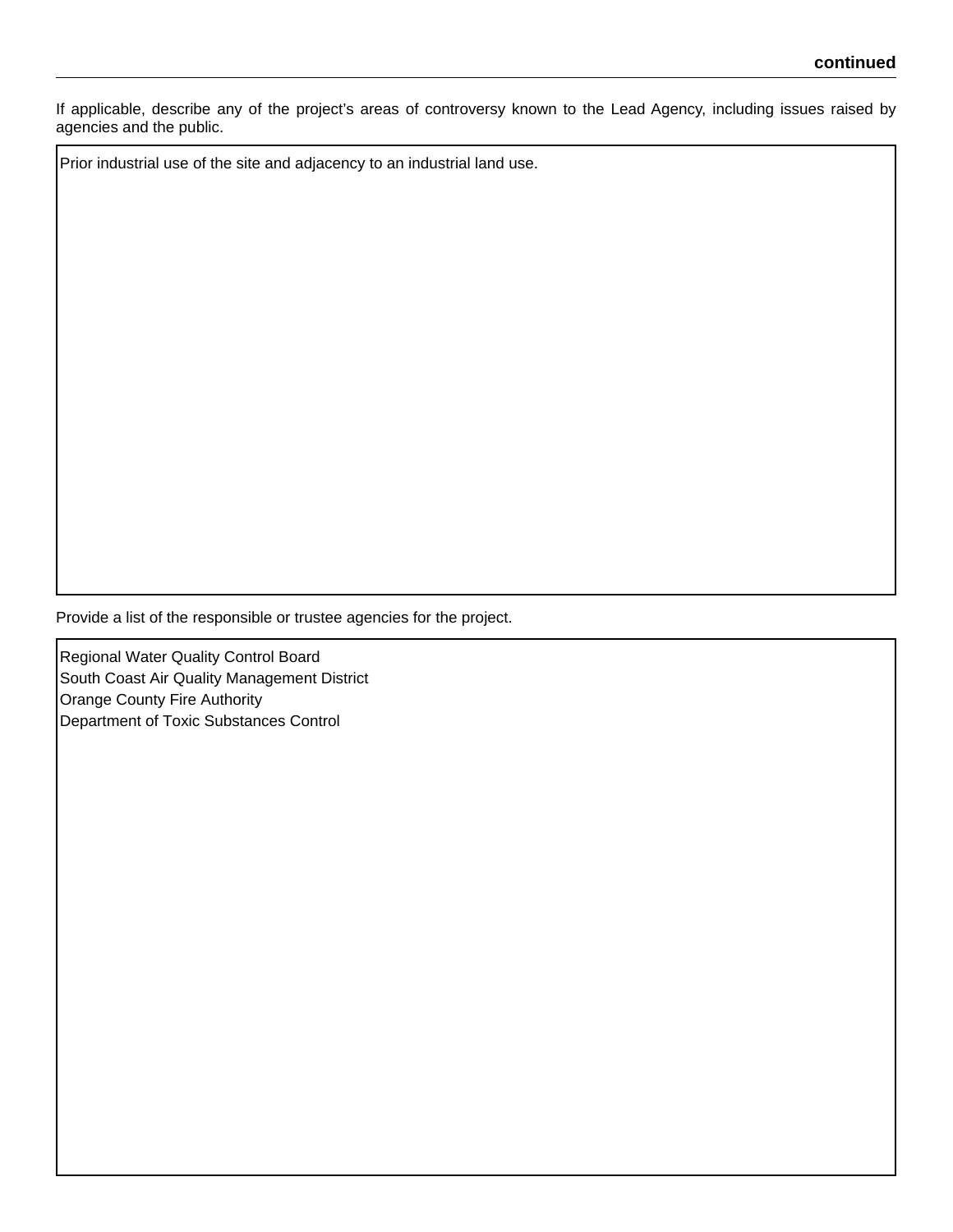**continued**

If applicable, describe any of the project's areas of controversy known to the Lead Agency, including issues raised by agencies and the public.

Prior industrial use of the site and adjacency to an industrial land use.

Provide a list of the responsible or trustee agencies for the project.

Regional Water Quality Control Board
South Coast Air Quality Management District
Orange County Fire Authority
Department of Toxic Substances Control